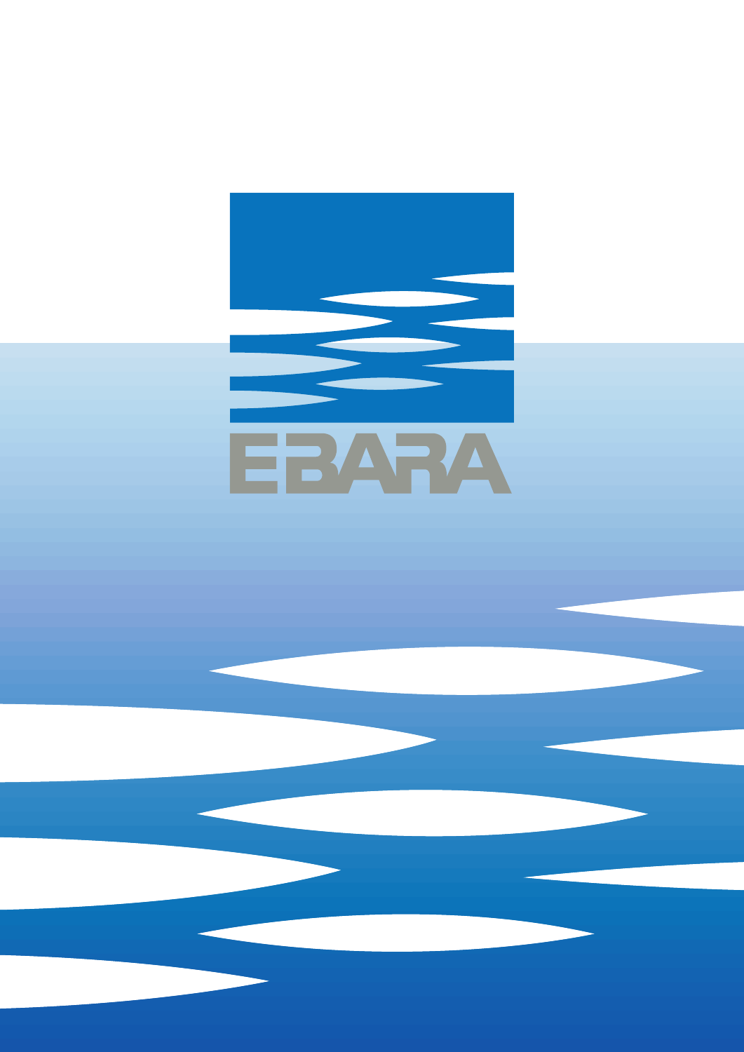EBARA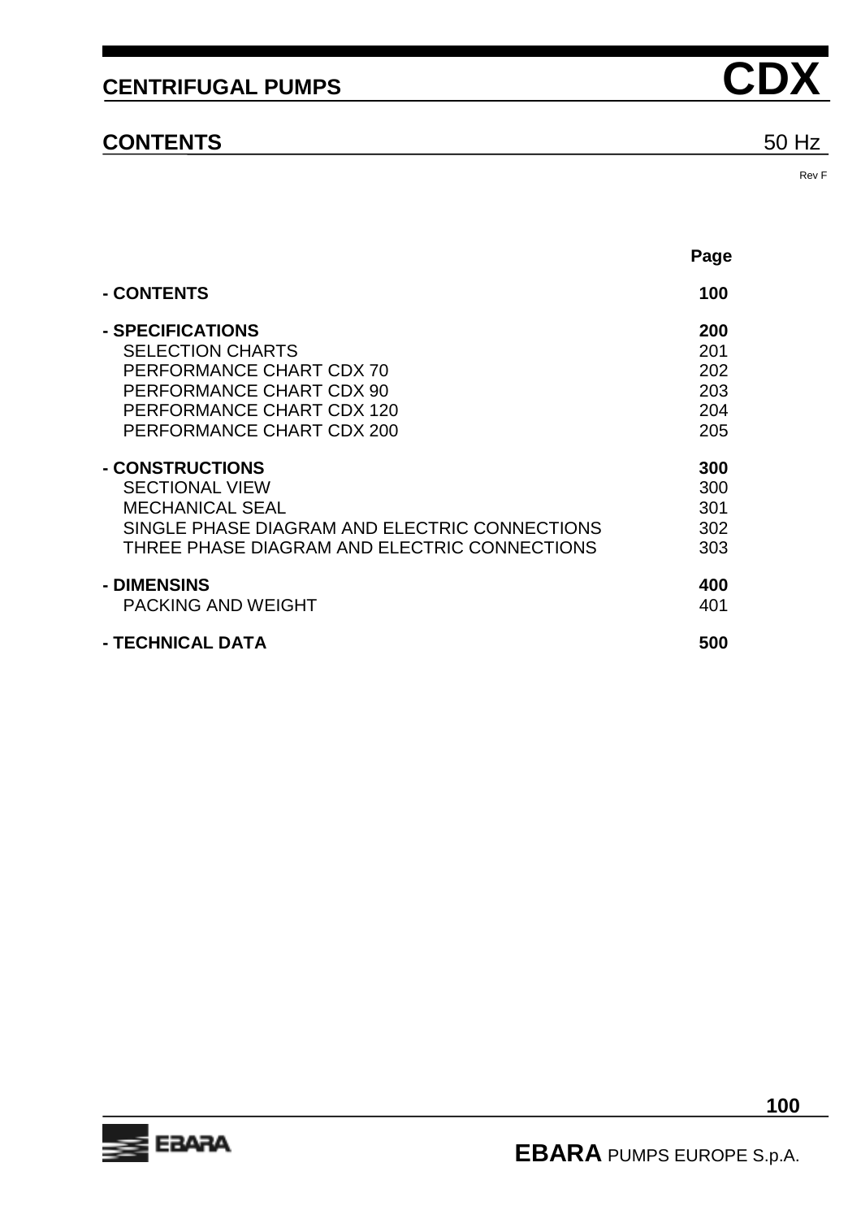# CENTRIFUGAL PUMPS CDX

## CONTENTS

50 Hz

Rev F

| | Page |
|---|---|
| **- CONTENTS** | **100** |
| **- SPECIFICATIONS** | **200** |
| SELECTION CHARTS | 201 |
| PERFORMANCE CHART CDX 70 | 202 |
| PERFORMANCE CHART CDX 90 | 203 |
| PERFORMANCE CHART CDX 120 | 204 |
| PERFORMANCE CHART CDX 200 | 205 |
| **- CONSTRUCTIONS** | **300** |
| SECTIONAL VIEW | 300 |
| MECHANICAL SEAL | 301 |
| SINGLE PHASE DIAGRAM AND ELECTRIC CONNECTIONS | 302 |
| THREE PHASE DIAGRAM AND ELECTRIC CONNECTIONS | 303 |
| **- DIMENSINS** | **400** |
| PACKING AND WEIGHT | 401 |
| **- TECHNICAL DATA** | **500** |

**EBARA** PUMPS EUROPE S.p.A.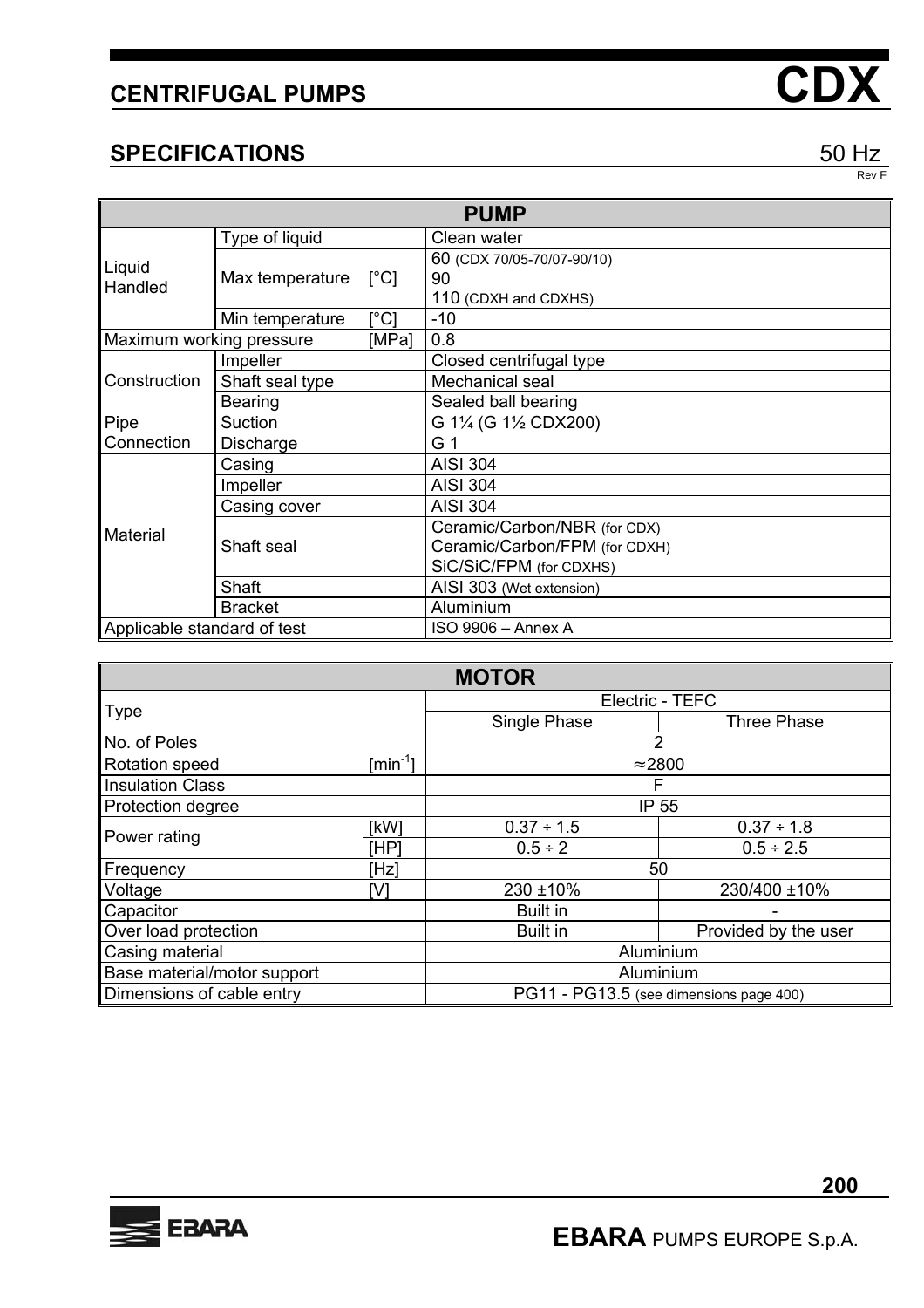# CENTRIFUGAL PUMPS CDX

## SPECIFICATIONS 50 Hz

Rev F

| PUMP | | | |
|---|---|---|---|
| Liquid Handled | Type of liquid | | Clean water |
| | Max temperature | [°C] | 60 (CDX 70/05-70/07-90/10)<br>90<br>110 (CDXH and CDXHS) |
| | Min temperature | [°C] | -10 |
| Maximum working pressure | | [MPa] | 0.8 |
| Construction | Impeller | | Closed centrifugal type |
| | Shaft seal type | | Mechanical seal |
| | Bearing | | Sealed ball bearing |
| Pipe Connection | Suction | | G 1¼ (G 1½ CDX200) |
| | Discharge | | G 1 |
| Material | Casing | | AISI 304 |
| | Impeller | | AISI 304 |
| | Casing cover | | AISI 304 |
| | Shaft seal | | Ceramic/Carbon/NBR (for CDX)<br>Ceramic/Carbon/FPM (for CDXH)<br>SiC/SiC/FPM (for CDXHS) |
| | Shaft | | AISI 303 (Wet extension) |
| | Bracket | | Aluminium |
| Applicable standard of test | | | ISO 9906 – Annex A |

| MOTOR | | | |
|---|---|---|---|
| Type | | Electric - TEFC | |
| | | Single Phase | Three Phase |
| No. of Poles | | 2 | |
| Rotation speed | [min$^{-1}$] | ≈2800 | |
| Insulation Class | | F | |
| Protection degree | | IP 55 | |
| Power rating | [kW] | 0.37 ÷ 1.5 | 0.37 ÷ 1.8 |
| | [HP] | 0.5 ÷ 2 | 0.5 ÷ 2.5 |
| Frequency | [Hz] | 50 | |
| Voltage | [V] | 230 ±10% | 230/400 ±10% |
| Capacitor | | Built in | - |
| Over load protection | | Built in | Provided by the user |
| Casing material | | Aluminium | |
| Base material/motor support | | Aluminium | |
| Dimensions of cable entry | | PG11 - PG13.5 (see dimensions page 400) | |

**EBARA** PUMPS EUROPE S.p.A.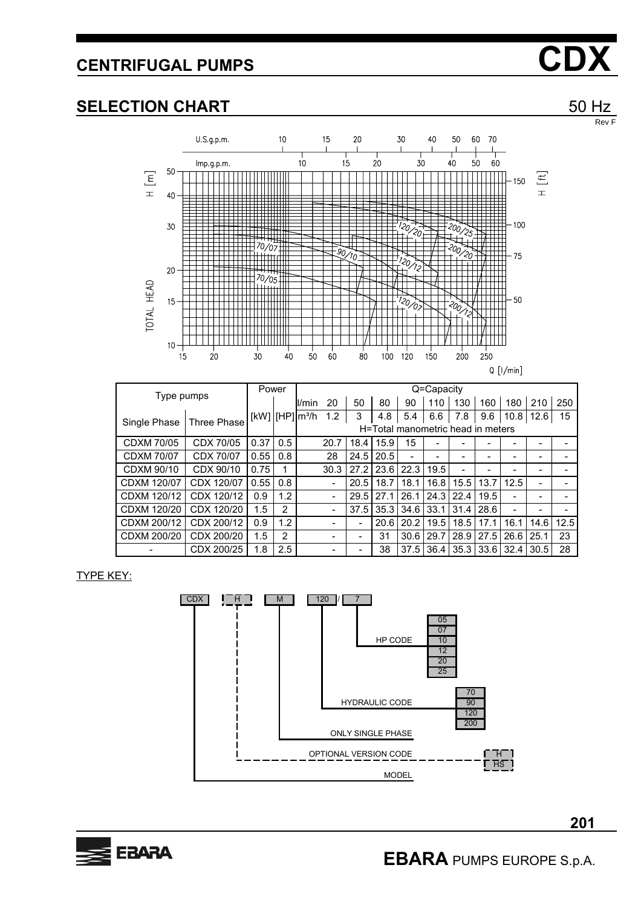# CENTRIFUGAL PUMPS CDX

## SELECTION CHART

50 Hz

Rev F

| Type pumps | | Power | | | Q=Capacity | | | | | | | | | |
|---|---|---|---|---|---|---|---|---|---|---|---|---|---|---|
| | | | | l/min | 20 | 50 | 80 | 90 | 110 | 130 | 160 | 180 | 210 | 250 |
| Single Phase | Three Phase | [kW] | [HP] | m³/h | 1.2 | 3 | 4.8 | 5.4 | 6.6 | 7.8 | 9.6 | 10.8 | 12.6 | 15 |
| | | | | | H=Total manometric head in meters | | | | | | | | | |
| CDXM 70/05 | CDX 70/05 | 0.37 | 0.5 | | 20.7 | 18.4 | 15.9 | 15 | - | - | - | - | - | - |
| CDXM 70/07 | CDX 70/07 | 0.55 | 0.8 | | 28 | 24.5 | 20.5 | - | - | - | - | - | - | - |
| CDXM 90/10 | CDX 90/10 | 0.75 | 1 | | 30.3 | 27.2 | 23.6 | 22.3 | 19.5 | - | - | - | - | - |
| CDXM 120/07 | CDX 120/07 | 0.55 | 0.8 | | - | 20.5 | 18.7 | 18.1 | 16.8 | 15.5 | 13.7 | 12.5 | - | - |
| CDXM 120/12 | CDX 120/12 | 0.9 | 1.2 | | - | 29.5 | 27.1 | 26.1 | 24.3 | 22.4 | 19.5 | - | - | - |
| CDXM 120/20 | CDX 120/20 | 1.5 | 2 | | - | 37.5 | 35.3 | 34.6 | 33.1 | 31.4 | 28.6 | - | - | - |
| CDXM 200/12 | CDX 200/12 | 0.9 | 1.2 | | - | - | 20.6 | 20.2 | 19.5 | 18.5 | 17.1 | 16.1 | 14.6 | 12.5 |
| CDXM 200/20 | CDX 200/20 | 1.5 | 2 | | - | - | 31 | 30.6 | 29.7 | 28.9 | 27.5 | 26.6 | 25.1 | 23 |
| - | CDX 200/25 | 1.8 | 2.5 | | - | - | 38 | 37.5 | 36.4 | 35.3 | 33.6 | 32.4 | 30.5 | 28 |

TYPE KEY:

CDX H M 120 / 7

- HP CODE: 05, 07, 10, 12, 20, 25
- HYDRAULIC CODE: 70, 90, 120, 200
- ONLY SINGLE PHASE
- OPTIONAL VERSION CODE: H, HS
- MODEL

**EBARA** PUMPS EUROPE S.p.A.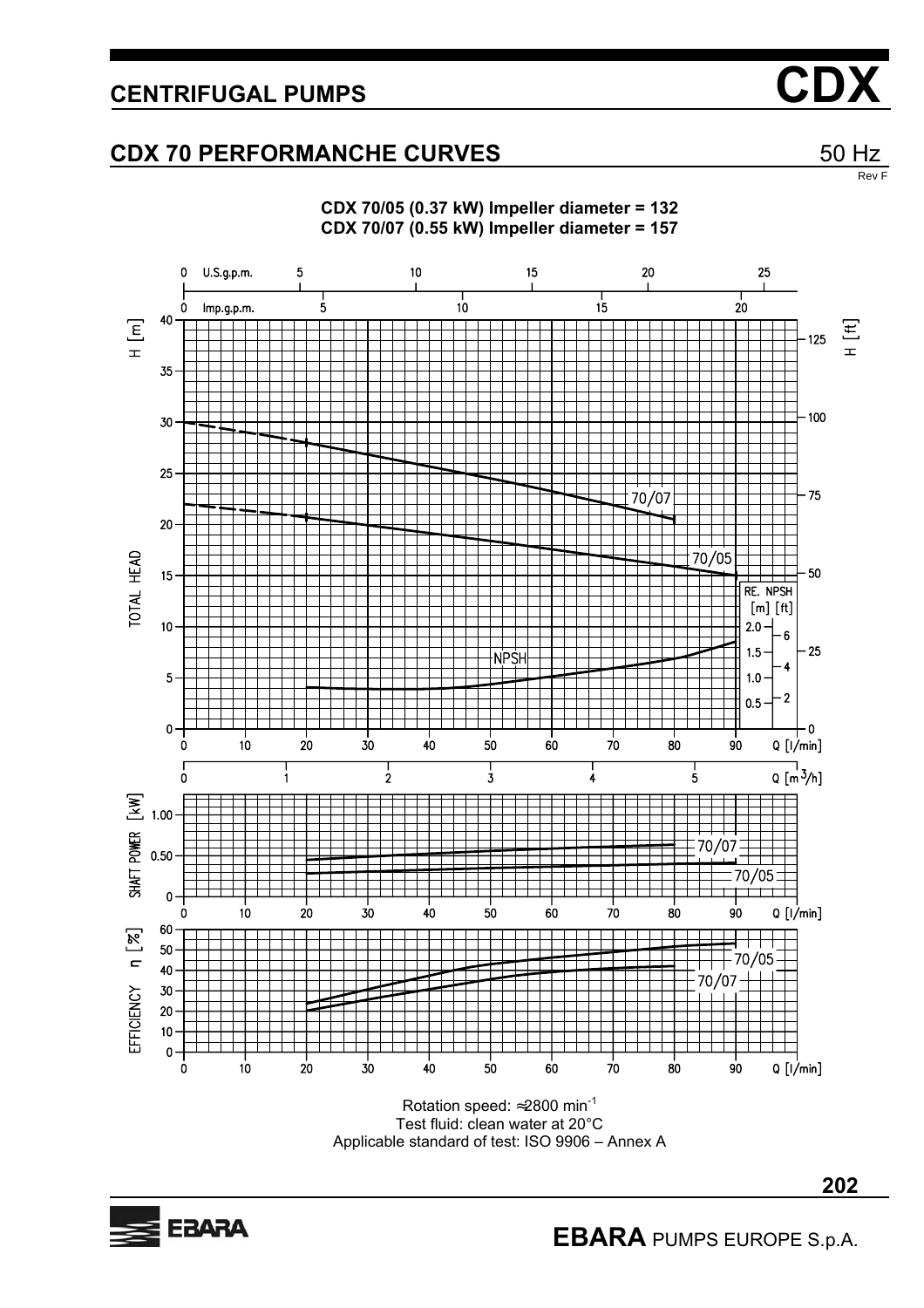## CENTRIFUGAL PUMPS — CDX

## CDX 70 PERFORMANCHE CURVES

50 Hz

Rev F

**CDX 70/05 (0.37 kW) Impeller diameter = 132**
**CDX 70/07 (0.55 kW) Impeller diameter = 157**

Rotation speed: ≈2800 min$^{-1}$
Test fluid: clean water at 20°C
Applicable standard of test: ISO 9906 – Annex A

**EBARA** PUMPS EUROPE S.p.A.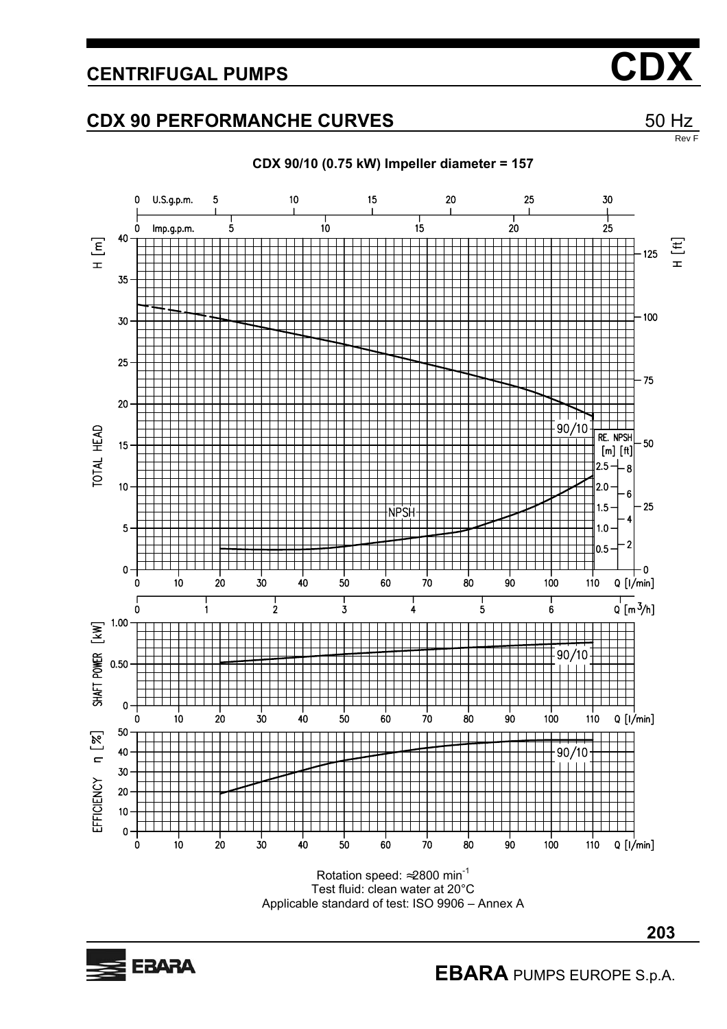## CENTRIFUGAL PUMPS **CDX**

## CDX 90 PERFORMANCHE CURVES

50 Hz

Rev F

**CDX 90/10 (0.75 kW) Impeller diameter = 157**

Rotation speed: ≈2800 min$^{-1}$

Test fluid: clean water at 20°C

Applicable standard of test: ISO 9906 – Annex A

**EBARA** PUMPS EUROPE S.p.A.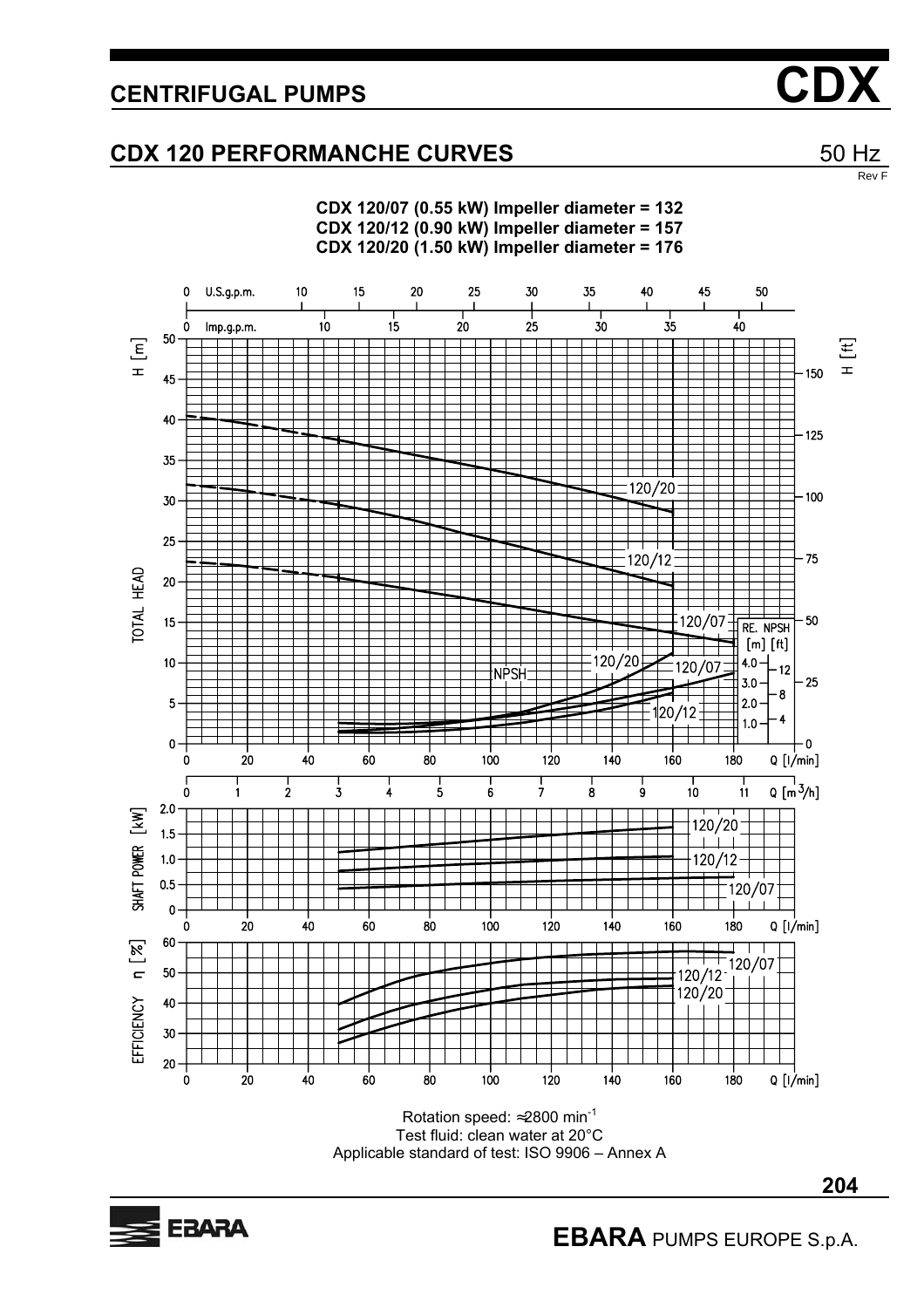# CENTRIFUGAL PUMPS

## CDX 120 PERFORMANCHE CURVES

50 Hz

Rev F

**CDX 120/07 (0.55 kW) Impeller diameter = 132**
**CDX 120/12 (0.90 kW) Impeller diameter = 157**
**CDX 120/20 (1.50 kW) Impeller diameter = 176**

Rotation speed: ≈2800 min$^{-1}$
Test fluid: clean water at 20°C
Applicable standard of test: ISO 9906 – Annex A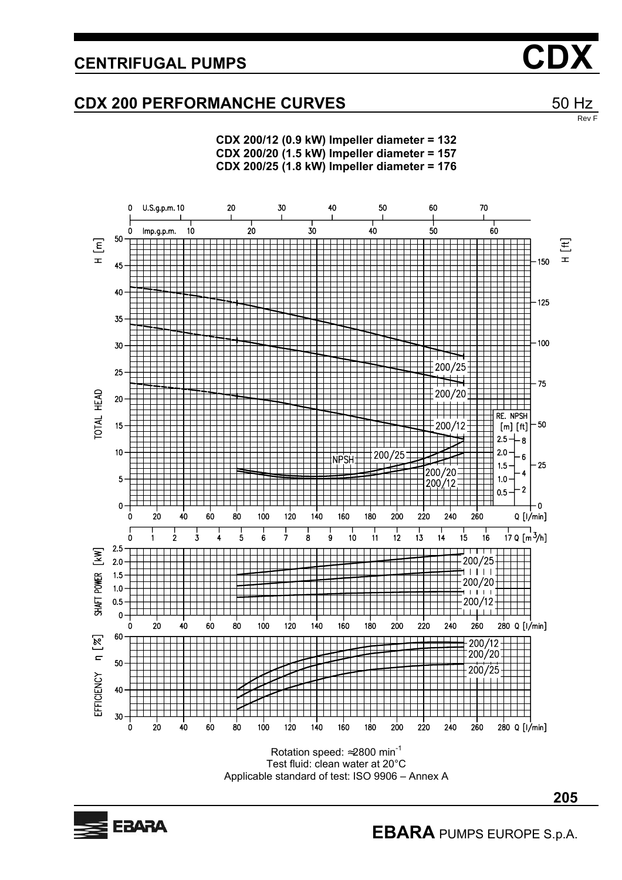## CENTRIFUGAL PUMPS

# CDX

## CDX 200 PERFORMANCHE CURVES

50 Hz

Rev F

**CDX 200/12 (0.9 kW) Impeller diameter = 132**
**CDX 200/20 (1.5 kW) Impeller diameter = 157**
**CDX 200/25 (1.8 kW) Impeller diameter = 176**

Rotation speed: ≈2800 min$^{-1}$
Test fluid: clean water at 20°C
Applicable standard of test: ISO 9906 – Annex A

**EBARA** PUMPS EUROPE S.p.A.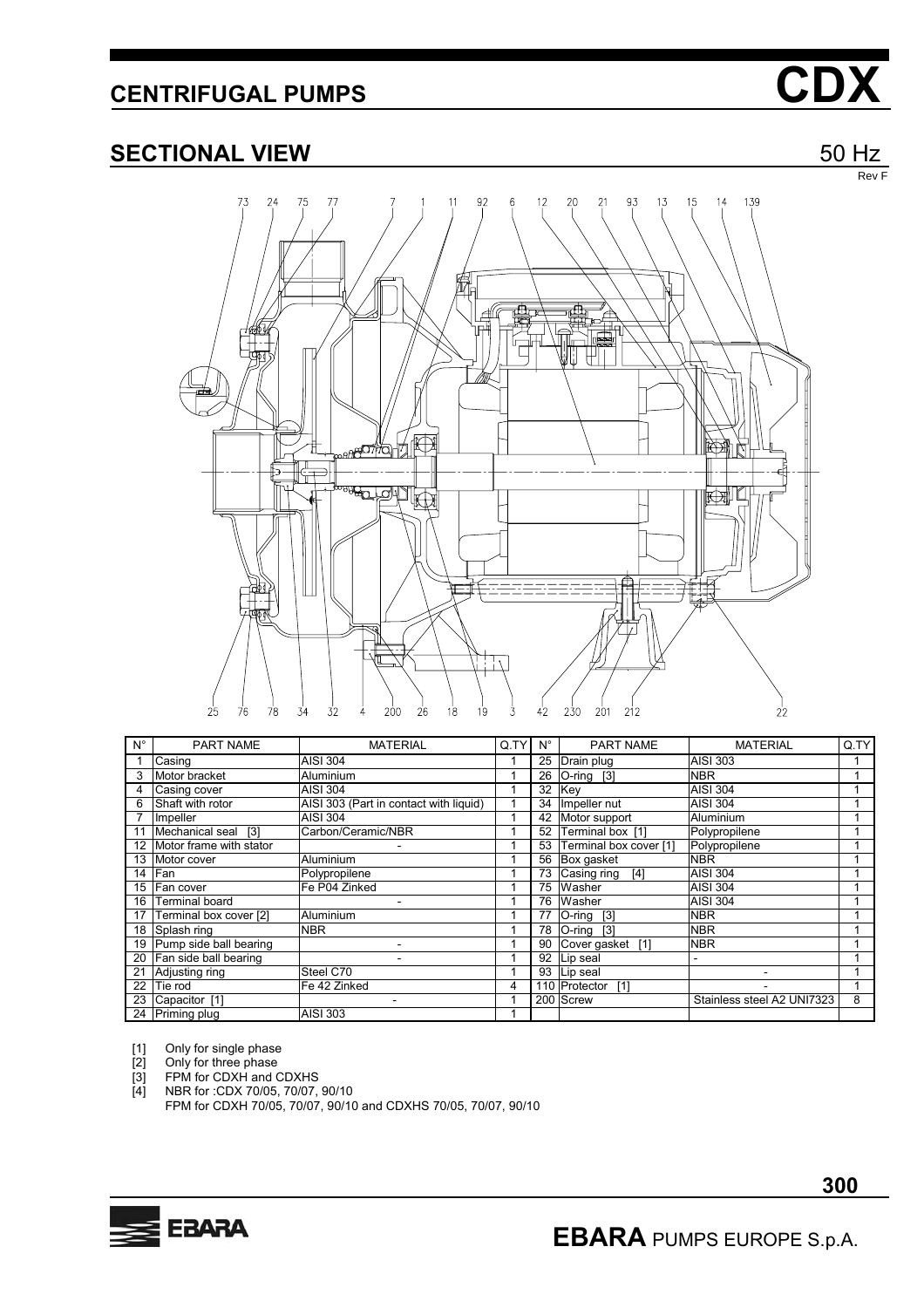# CENTRIFUGAL PUMPS CDX

## SECTIONAL VIEW

50 Hz

Rev F

| N° | PART NAME | MATERIAL | Q.TY | N° | PART NAME | MATERIAL | Q.TY |
|---|---|---|---|---|---|---|---|
| 1 | Casing | AISI 304 | 1 | 25 | Drain plug | AISI 303 | 1 |
| 3 | Motor bracket | Aluminium | 1 | 26 | O-ring [3] | NBR | 1 |
| 4 | Casing cover | AISI 304 | 1 | 32 | Key | AISI 304 | 1 |
| 6 | Shaft with rotor | AISI 303 (Part in contact with liquid) | 1 | 34 | Impeller nut | AISI 304 | 1 |
| 7 | Impeller | AISI 304 | 1 | 42 | Motor support | Aluminium | 1 |
| 11 | Mechanical seal [3] | Carbon/Ceramic/NBR | 1 | 52 | Terminal box [1] | Polypropilene | 1 |
| 12 | Motor frame with stator | - | 1 | 53 | Terminal box cover [1] | Polypropilene | 1 |
| 13 | Motor cover | Aluminium | 1 | 56 | Box gasket | NBR | 1 |
| 14 | Fan | Polypropilene | 1 | 73 | Casing ring [4] | AISI 304 | 1 |
| 15 | Fan cover | Fe P04 Zinked | 1 | 75 | Washer | AISI 304 | 1 |
| 16 | Terminal board | - | 1 | 76 | Washer | AISI 304 | 1 |
| 17 | Terminal box cover [2] | Aluminium | 1 | 77 | O-ring [3] | NBR | 1 |
| 18 | Splash ring | NBR | 1 | 78 | O-ring [3] | NBR | 1 |
| 19 | Pump side ball bearing | - | 1 | 90 | Cover gasket [1] | NBR | 1 |
| 20 | Fan side ball bearing | - | 1 | 92 | Lip seal | - | 1 |
| 21 | Adjusting ring | Steel C70 | 1 | 93 | Lip seal | - | 1 |
| 22 | Tie rod | Fe 42 Zinked | 4 | 110 | Protector [1] | - | 1 |
| 23 | Capacitor [1] | - | 1 | 200 | Screw | Stainless steel A2 UNI7323 | 8 |
| 24 | Priming plug | AISI 303 | 1 | | | | |

[1] Only for single phase
[2] Only for three phase
[3] FPM for CDXH and CDXHS
[4] NBR for :CDX 70/05, 70/07, 90/10
FPM for CDXH 70/05, 70/07, 90/10 and CDXHS 70/05, 70/07, 90/10

EBARA PUMPS EUROPE S.p.A.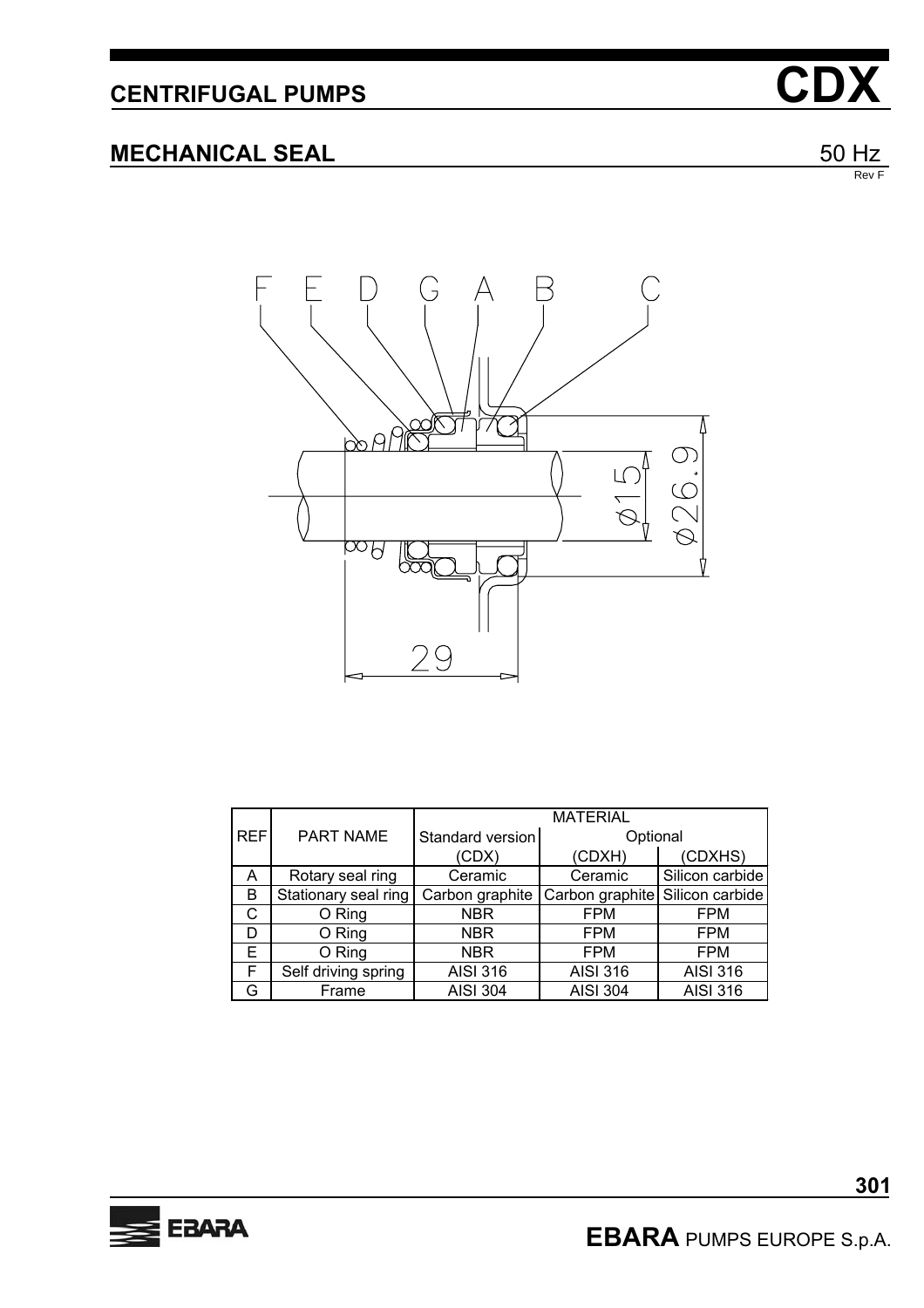# CENTRIFUGAL PUMPS CDX

## MECHANICAL SEAL

50 Hz
Rev F

| REF | PART NAME | MATERIAL | | |
|---|---|---|---|---|
| | | Standard version | Optional | |
| | | (CDX) | (CDXH) | (CDXHS) |
| A | Rotary seal ring | Ceramic | Ceramic | Silicon carbide |
| B | Stationary seal ring | Carbon graphite | Carbon graphite | Silicon carbide |
| C | O Ring | NBR | FPM | FPM |
| D | O Ring | NBR | FPM | FPM |
| E | O Ring | NBR | FPM | FPM |
| F | Self driving spring | AISI 316 | AISI 316 | AISI 316 |
| G | Frame | AISI 304 | AISI 304 | AISI 316 |

**EBARA** PUMPS EUROPE S.p.A.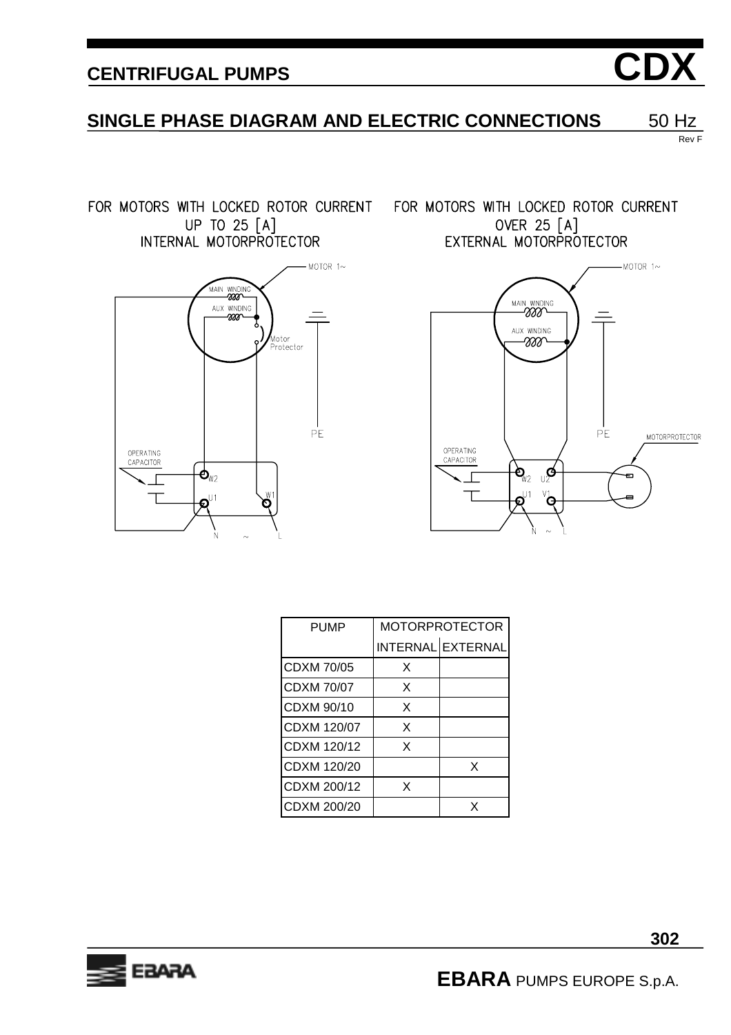# CENTRIFUGAL PUMPS — CDX

## SINGLE PHASE DIAGRAM AND ELECTRIC CONNECTIONS — 50 Hz

Rev F

FOR MOTORS WITH LOCKED ROTOR CURRENT UP TO 25 [A]
INTERNAL MOTORPROTECTOR

MOTOR 1~ · MAIN WINDING · AUX WINDING · Motor Protector · PE · OPERATING CAPACITOR · W2 · U1 · W1 · N ~ L

FOR MOTORS WITH LOCKED ROTOR CURRENT OVER 25 [A]
EXTERNAL MOTORPROTECTOR

MOTOR 1~ · MAIN WINDING · AUX WINDING · PE · MOTORPROTECTOR · OPERATING CAPACITOR · W2 · U2 · U1 · V1 · N ~ L

| PUMP | MOTORPROTECTOR | |
|---|---|---|
| | INTERNAL | EXTERNAL |
| CDXM 70/05 | X | |
| CDXM 70/07 | X | |
| CDXM 90/10 | X | |
| CDXM 120/07 | X | |
| CDXM 120/12 | X | |
| CDXM 120/20 | | X |
| CDXM 200/12 | X | |
| CDXM 200/20 | | X |

**EBARA** PUMPS EUROPE S.p.A.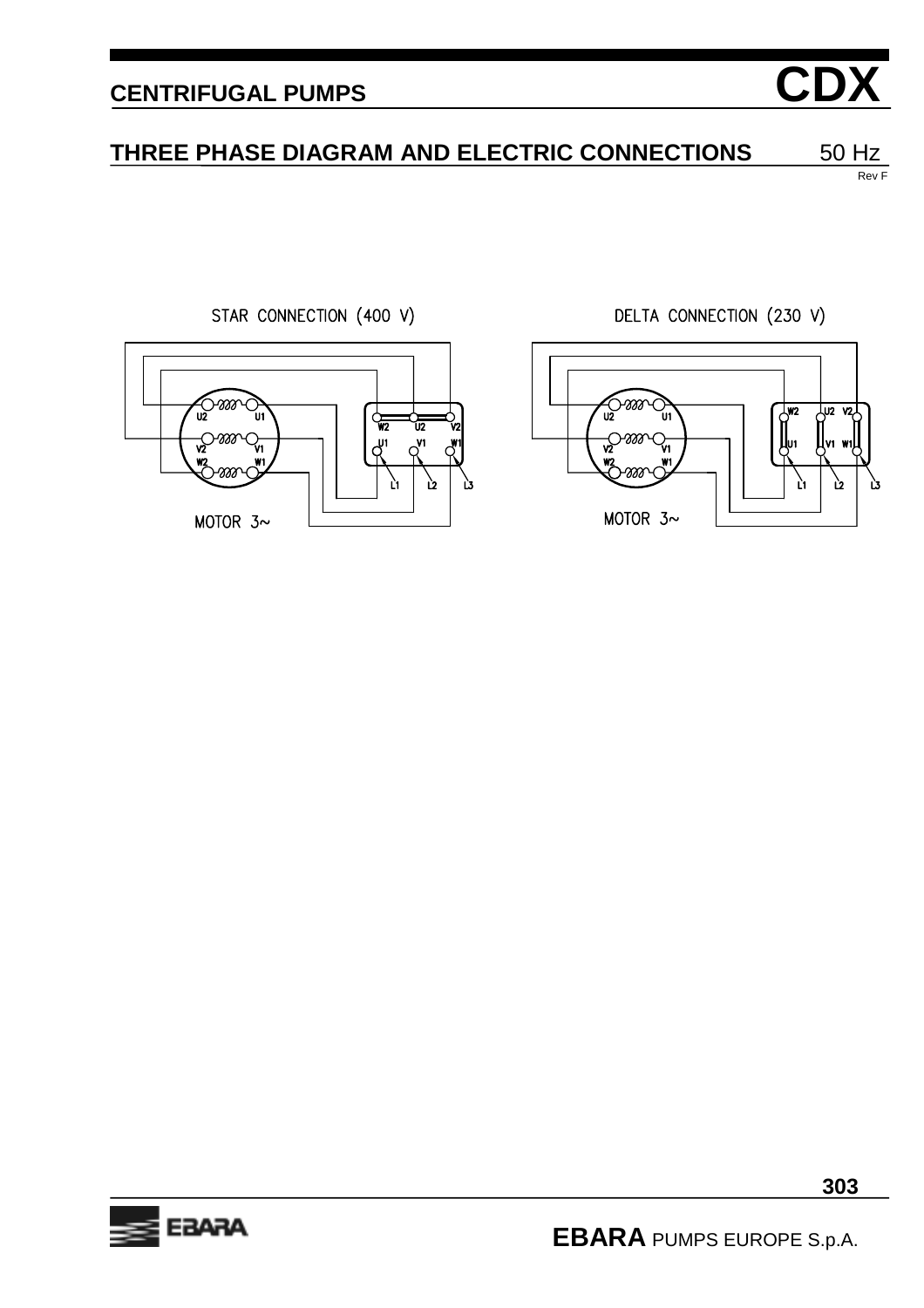# CENTRIFUGAL PUMPS CDX

## THREE PHASE DIAGRAM AND ELECTRIC CONNECTIONS 50 Hz

Rev F

STAR CONNECTION (400 V)

U2 U1 V2 V1 W2 W1

W2 U2 V2 U1 V1 W1

L1 L2 L3

MOTOR 3~

DELTA CONNECTION (230 V)

U2 U1 V2 V1 W2 W1

W2 U2 V2 U1 V1 W1

L1 L2 L3

MOTOR 3~

**EBARA** PUMPS EUROPE S.p.A.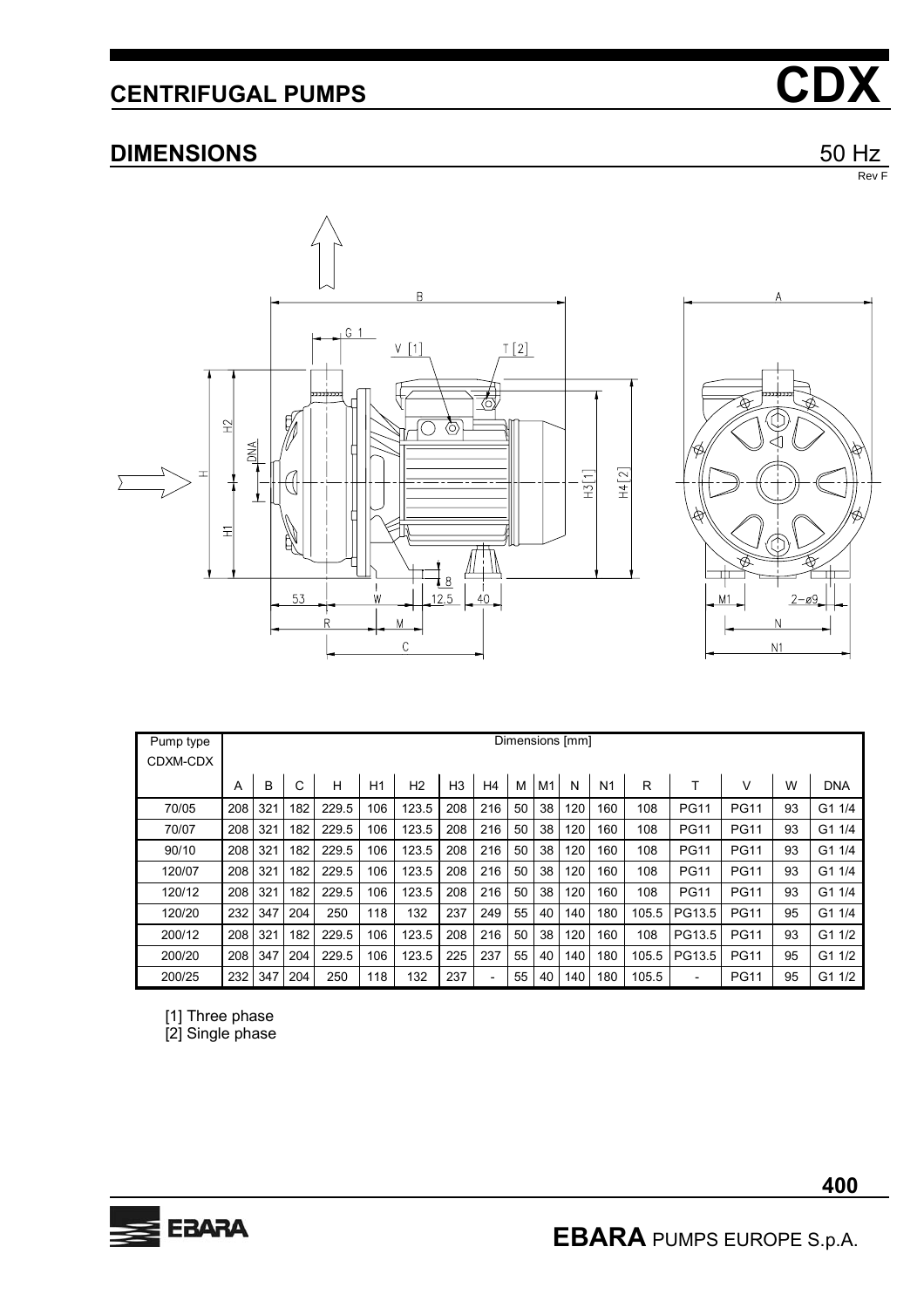# CENTRIFUGAL PUMPS

# CDX

## DIMENSIONS

50 Hz

Rev F

| Pump type CDXM-CDX | Dimensions [mm] | | | | | | | | | | | | | | | | |
|---|---|---|---|---|---|---|---|---|---|---|---|---|---|---|---|---|---|
| | A | B | C | H | H1 | H2 | H3 | H4 | M | M1 | N | N1 | R | T | V | W | DNA |
| 70/05 | 208 | 321 | 182 | 229.5 | 106 | 123.5 | 208 | 216 | 50 | 38 | 120 | 160 | 108 | PG11 | PG11 | 93 | G1 1/4 |
| 70/07 | 208 | 321 | 182 | 229.5 | 106 | 123.5 | 208 | 216 | 50 | 38 | 120 | 160 | 108 | PG11 | PG11 | 93 | G1 1/4 |
| 90/10 | 208 | 321 | 182 | 229.5 | 106 | 123.5 | 208 | 216 | 50 | 38 | 120 | 160 | 108 | PG11 | PG11 | 93 | G1 1/4 |
| 120/07 | 208 | 321 | 182 | 229.5 | 106 | 123.5 | 208 | 216 | 50 | 38 | 120 | 160 | 108 | PG11 | PG11 | 93 | G1 1/4 |
| 120/12 | 208 | 321 | 182 | 229.5 | 106 | 123.5 | 208 | 216 | 50 | 38 | 120 | 160 | 108 | PG11 | PG11 | 93 | G1 1/4 |
| 120/20 | 232 | 347 | 204 | 250 | 118 | 132 | 237 | 249 | 55 | 40 | 140 | 180 | 105.5 | PG13.5 | PG11 | 95 | G1 1/4 |
| 200/12 | 208 | 321 | 182 | 229.5 | 106 | 123.5 | 208 | 216 | 50 | 38 | 120 | 160 | 108 | PG13.5 | PG11 | 93 | G1 1/2 |
| 200/20 | 208 | 347 | 204 | 229.5 | 106 | 123.5 | 225 | 237 | 55 | 40 | 140 | 180 | 105.5 | PG13.5 | PG11 | 95 | G1 1/2 |
| 200/25 | 232 | 347 | 204 | 250 | 118 | 132 | 237 | - | 55 | 40 | 140 | 180 | 105.5 | - | PG11 | 95 | G1 1/2 |

[1] Three phase
[2] Single phase

**EBARA** PUMPS EUROPE S.p.A.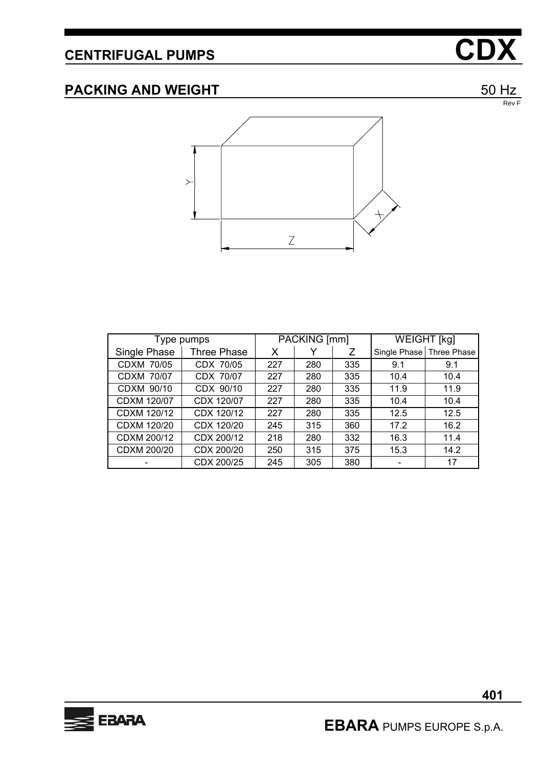# CENTRIFUGAL PUMPS — CDX

## PACKING AND WEIGHT

50 Hz

Rev F

| Type pumps | | PACKING [mm] | | | WEIGHT [kg] | |
|---|---|---|---|---|---|---|
| Single Phase | Three Phase | X | Y | Z | Single Phase | Three Phase |
| CDXM 70/05 | CDX 70/05 | 227 | 280 | 335 | 9.1 | 9.1 |
| CDXM 70/07 | CDX 70/07 | 227 | 280 | 335 | 10.4 | 10.4 |
| CDXM 90/10 | CDX 90/10 | 227 | 280 | 335 | 11.9 | 11.9 |
| CDXM 120/07 | CDX 120/07 | 227 | 280 | 335 | 10.4 | 10.4 |
| CDXM 120/12 | CDX 120/12 | 227 | 280 | 335 | 12.5 | 12.5 |
| CDXM 120/20 | CDX 120/20 | 245 | 315 | 360 | 17.2 | 16.2 |
| CDXM 200/12 | CDX 200/12 | 218 | 280 | 332 | 16.3 | 11.4 |
| CDXM 200/20 | CDX 200/20 | 250 | 315 | 375 | 15.3 | 14.2 |
| - | CDX 200/25 | 245 | 305 | 380 | - | 17 |

EBARA PUMPS EUROPE S.p.A.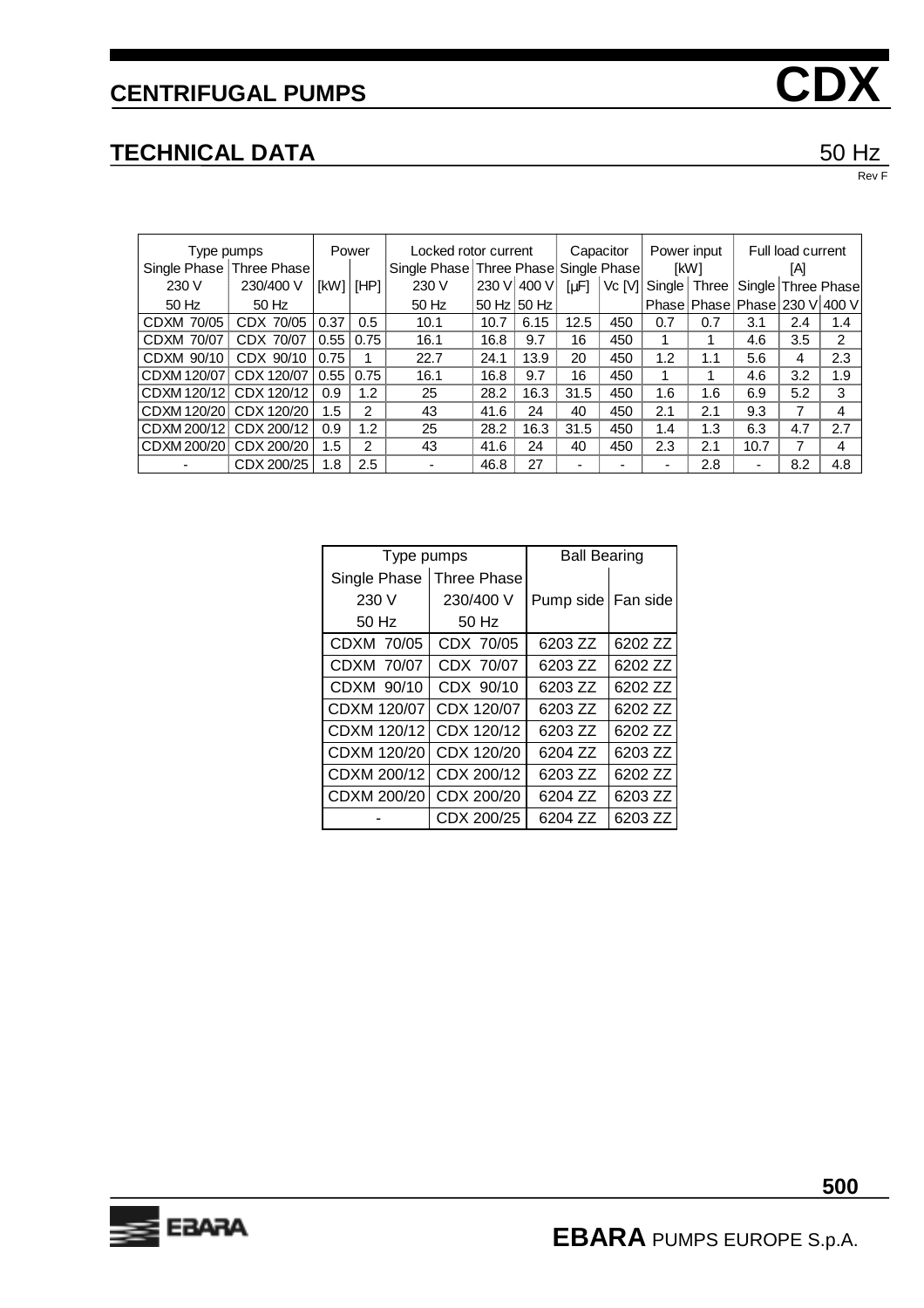# CENTRIFUGAL PUMPS CDX

## TECHNICAL DATA

50 Hz

Rev F

| Type pumps | | Power | | Locked rotor current | | | Capacitor | | Power input | | Full load current | | |
|---|---|---|---|---|---|---|---|---|---|---|---|---|---|
| Single Phase | Three Phase | | | Single Phase | Three Phase | | Single Phase | | [kW] | | [A] | | |
| 230 V | 230/400 V | [kW] | [HP] | 230 V | 230 V | 400 V | [μF] | Vc [V] | Single | Three | Single | Three Phase | |
| 50 Hz | 50 Hz | | | 50 Hz | 50 Hz | 50 Hz | | | Phase | Phase | Phase | 230 V | 400 V |
| CDXM 70/05 | CDX 70/05 | 0.37 | 0.5 | 10.1 | 10.7 | 6.15 | 12.5 | 450 | 0.7 | 0.7 | 3.1 | 2.4 | 1.4 |
| CDXM 70/07 | CDX 70/07 | 0.55 | 0.75 | 16.1 | 16.8 | 9.7 | 16 | 450 | 1 | 1 | 4.6 | 3.5 | 2 |
| CDXM 90/10 | CDX 90/10 | 0.75 | 1 | 22.7 | 24.1 | 13.9 | 20 | 450 | 1.2 | 1.1 | 5.6 | 4 | 2.3 |
| CDXM 120/07 | CDX 120/07 | 0.55 | 0.75 | 16.1 | 16.8 | 9.7 | 16 | 450 | 1 | 1 | 4.6 | 3.2 | 1.9 |
| CDXM 120/12 | CDX 120/12 | 0.9 | 1.2 | 25 | 28.2 | 16.3 | 31.5 | 450 | 1.6 | 1.6 | 6.9 | 5.2 | 3 |
| CDXM 120/20 | CDX 120/20 | 1.5 | 2 | 43 | 41.6 | 24 | 40 | 450 | 2.1 | 2.1 | 9.3 | 7 | 4 |
| CDXM 200/12 | CDX 200/12 | 0.9 | 1.2 | 25 | 28.2 | 16.3 | 31.5 | 450 | 1.4 | 1.3 | 6.3 | 4.7 | 2.7 |
| CDXM 200/20 | CDX 200/20 | 1.5 | 2 | 43 | 41.6 | 24 | 40 | 450 | 2.3 | 2.1 | 10.7 | 7 | 4 |
| - | CDX 200/25 | 1.8 | 2.5 | - | 46.8 | 27 | - | - | - | 2.8 | - | 8.2 | 4.8 |

| Type pumps | | Ball Bearing | |
|---|---|---|---|
| Single Phase | Three Phase | | |
| 230 V | 230/400 V | Pump side | Fan side |
| 50 Hz | 50 Hz | | |
| CDXM 70/05 | CDX 70/05 | 6203 ZZ | 6202 ZZ |
| CDXM 70/07 | CDX 70/07 | 6203 ZZ | 6202 ZZ |
| CDXM 90/10 | CDX 90/10 | 6203 ZZ | 6202 ZZ |
| CDXM 120/07 | CDX 120/07 | 6203 ZZ | 6202 ZZ |
| CDXM 120/12 | CDX 120/12 | 6203 ZZ | 6202 ZZ |
| CDXM 120/20 | CDX 120/20 | 6204 ZZ | 6203 ZZ |
| CDXM 200/12 | CDX 200/12 | 6203 ZZ | 6202 ZZ |
| CDXM 200/20 | CDX 200/20 | 6204 ZZ | 6203 ZZ |
| - | CDX 200/25 | 6204 ZZ | 6203 ZZ |

**EBARA** PUMPS EUROPE S.p.A.